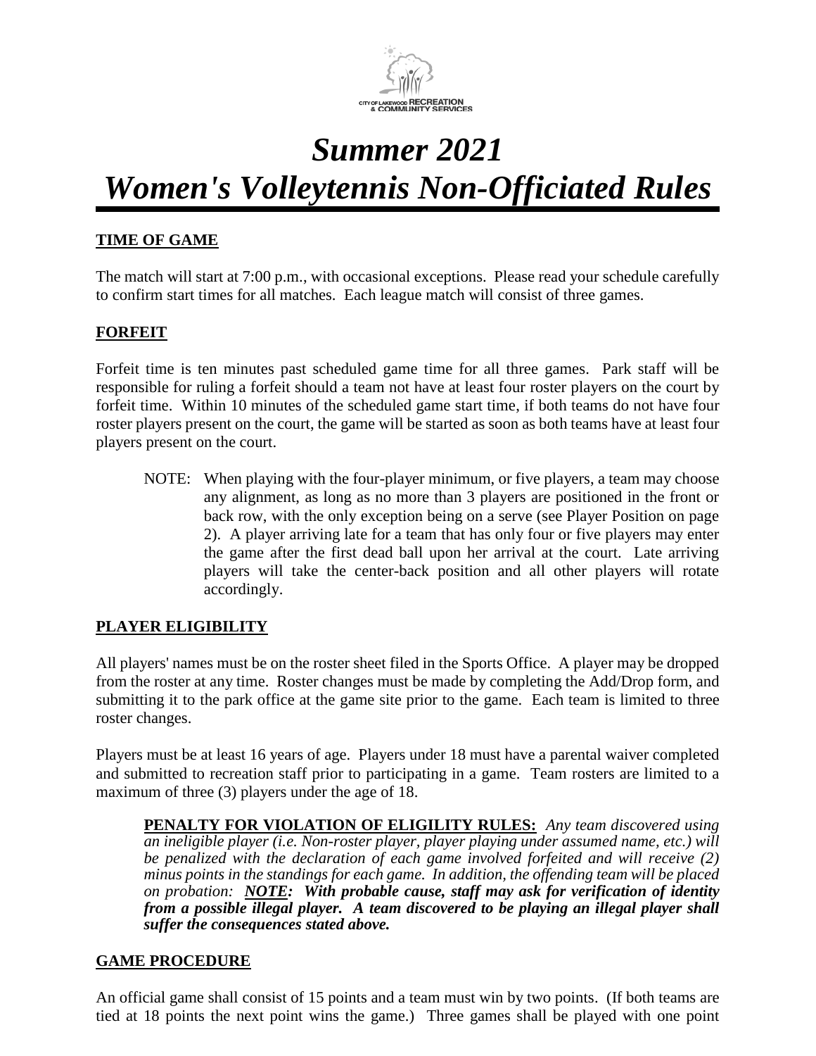# *Summer 2021*
# *Women's Volleytennis Non-Officiated Rules*

## TIME OF GAME

The match will start at 7:00 p.m., with occasional exceptions. Please read your schedule carefully to confirm start times for all matches. Each league match will consist of three games.

## FORFEIT

Forfeit time is ten minutes past scheduled game time for all three games. Park staff will be responsible for ruling a forfeit should a team not have at least four roster players on the court by forfeit time. Within 10 minutes of the scheduled game start time, if both teams do not have four roster players present on the court, the game will be started as soon as both teams have at least four players present on the court.

> NOTE: When playing with the four-player minimum, or five players, a team may choose any alignment, as long as no more than 3 players are positioned in the front or back row, with the only exception being on a serve (see Player Position on page 2). A player arriving late for a team that has only four or five players may enter the game after the first dead ball upon her arrival at the court. Late arriving players will take the center-back position and all other players will rotate accordingly.

## PLAYER ELIGIBILITY

All players' names must be on the roster sheet filed in the Sports Office. A player may be dropped from the roster at any time. Roster changes must be made by completing the Add/Drop form, and submitting it to the park office at the game site prior to the game. Each team is limited to three roster changes.

Players must be at least 16 years of age. Players under 18 must have a parental waiver completed and submitted to recreation staff prior to participating in a game. Team rosters are limited to a maximum of three (3) players under the age of 18.

> **PENALTY FOR VIOLATION OF ELIGILITY RULES:** *Any team discovered using an ineligible player (i.e. Non-roster player, player playing under assumed name, etc.) will be penalized with the declaration of each game involved forfeited and will receive (2) minus points in the standings for each game. In addition, the offending team will be placed on probation:* ***NOTE: With probable cause, staff may ask for verification of identity from a possible illegal player. A team discovered to be playing an illegal player shall suffer the consequences stated above.***

## GAME PROCEDURE

An official game shall consist of 15 points and a team must win by two points. (If both teams are tied at 18 points the next point wins the game.) Three games shall be played with one point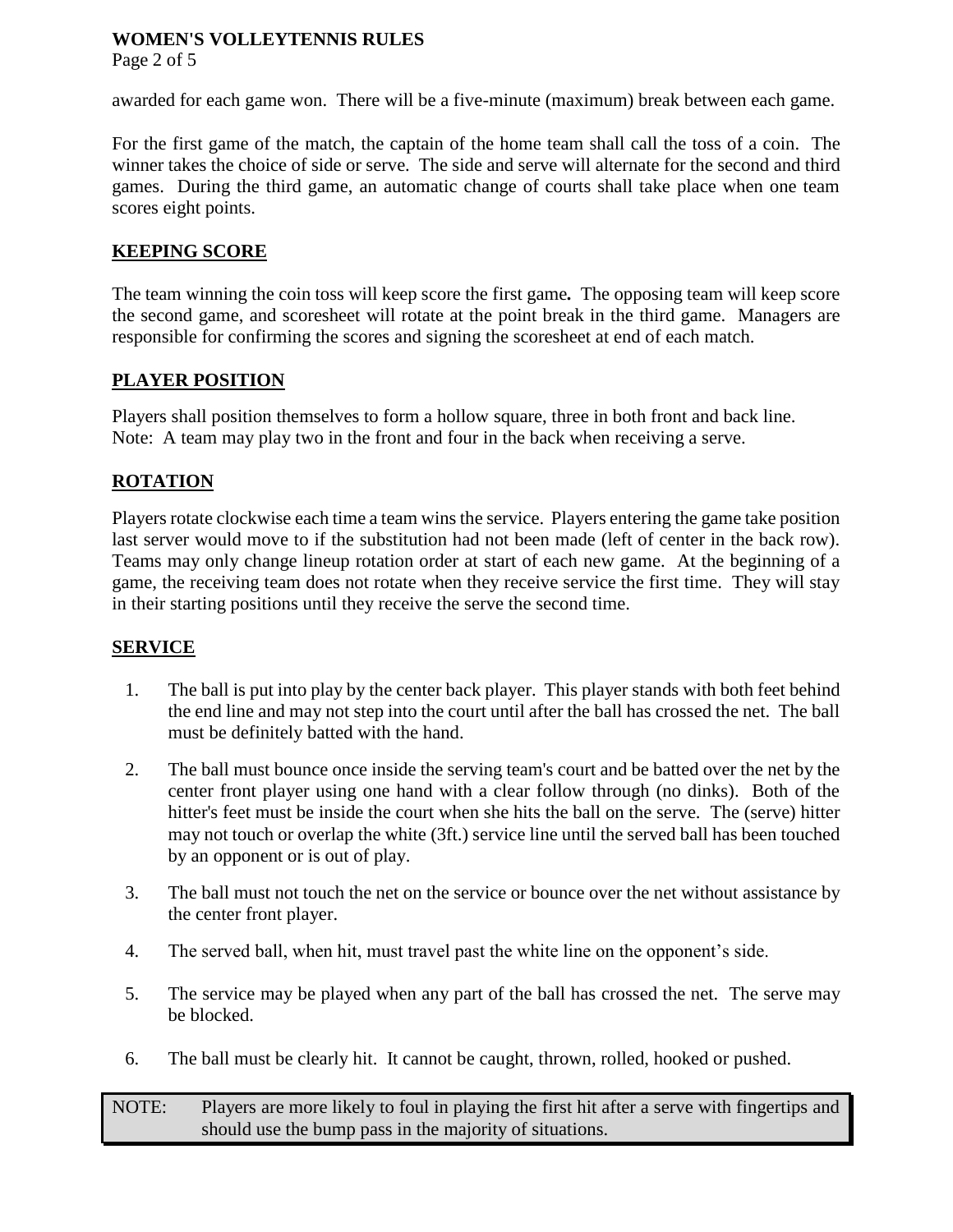awarded for each game won. There will be a five-minute (maximum) break between each game.

For the first game of the match, the captain of the home team shall call the toss of a coin. The winner takes the choice of side or serve. The side and serve will alternate for the second and third games. During the third game, an automatic change of courts shall take place when one team scores eight points.

## KEEPING SCORE

The team winning the coin toss will keep score the first game**.** The opposing team will keep score the second game, and scoresheet will rotate at the point break in the third game. Managers are responsible for confirming the scores and signing the scoresheet at end of each match.

## PLAYER POSITION

Players shall position themselves to form a hollow square, three in both front and back line.
Note: A team may play two in the front and four in the back when receiving a serve.

## ROTATION

Players rotate clockwise each time a team wins the service. Players entering the game take position last server would move to if the substitution had not been made (left of center in the back row). Teams may only change lineup rotation order at start of each new game. At the beginning of a game, the receiving team does not rotate when they receive service the first time. They will stay in their starting positions until they receive the serve the second time.

## SERVICE

1. The ball is put into play by the center back player. This player stands with both feet behind the end line and may not step into the court until after the ball has crossed the net. The ball must be definitely batted with the hand.
2. The ball must bounce once inside the serving team's court and be batted over the net by the center front player using one hand with a clear follow through (no dinks). Both of the hitter's feet must be inside the court when she hits the ball on the serve. The (serve) hitter may not touch or overlap the white (3ft.) service line until the served ball has been touched by an opponent or is out of play.
3. The ball must not touch the net on the service or bounce over the net without assistance by the center front player.
4. The served ball, when hit, must travel past the white line on the opponent's side.
5. The service may be played when any part of the ball has crossed the net. The serve may be blocked.
6. The ball must be clearly hit. It cannot be caught, thrown, rolled, hooked or pushed.

NOTE: Players are more likely to foul in playing the first hit after a serve with fingertips and should use the bump pass in the majority of situations.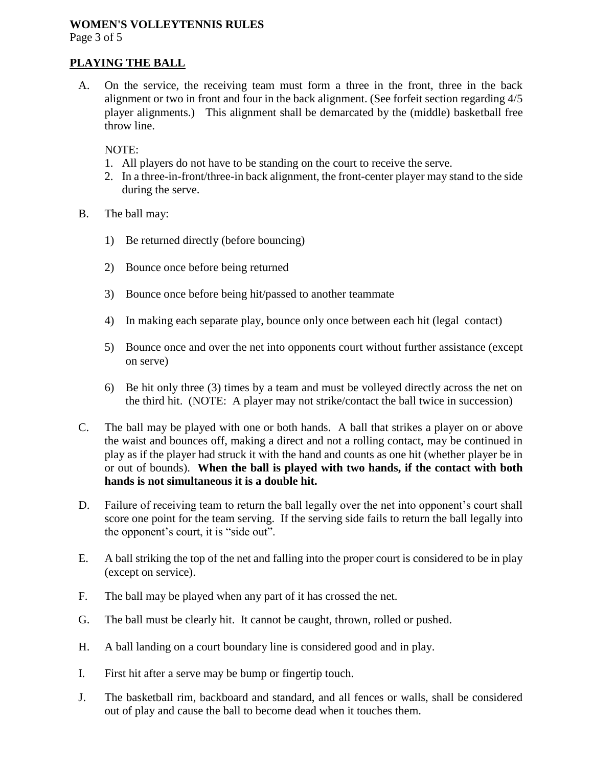## PLAYING THE BALL

A. On the service, the receiving team must form a three in the front, three in the back alignment or two in front and four in the back alignment. (See forfeit section regarding 4/5 player alignments.) This alignment shall be demarcated by the (middle) basketball free throw line.

   NOTE:
   1. All players do not have to be standing on the court to receive the serve.
   2. In a three-in-front/three-in back alignment, the front-center player may stand to the side during the serve.

B. The ball may:

   1) Be returned directly (before bouncing)

   2) Bounce once before being returned

   3) Bounce once before being hit/passed to another teammate

   4) In making each separate play, bounce only once between each hit (legal contact)

   5) Bounce once and over the net into opponents court without further assistance (except on serve)

   6) Be hit only three (3) times by a team and must be volleyed directly across the net on the third hit. (NOTE: A player may not strike/contact the ball twice in succession)

C. The ball may be played with one or both hands. A ball that strikes a player on or above the waist and bounces off, making a direct and not a rolling contact, may be continued in play as if the player had struck it with the hand and counts as one hit (whether player be in or out of bounds). **When the ball is played with two hands, if the contact with both hands is not simultaneous it is a double hit.**

D. Failure of receiving team to return the ball legally over the net into opponent's court shall score one point for the team serving. If the serving side fails to return the ball legally into the opponent's court, it is "side out".

E. A ball striking the top of the net and falling into the proper court is considered to be in play (except on service).

F. The ball may be played when any part of it has crossed the net.

G. The ball must be clearly hit. It cannot be caught, thrown, rolled or pushed.

H. A ball landing on a court boundary line is considered good and in play.

I. First hit after a serve may be bump or fingertip touch.

J. The basketball rim, backboard and standard, and all fences or walls, shall be considered out of play and cause the ball to become dead when it touches them.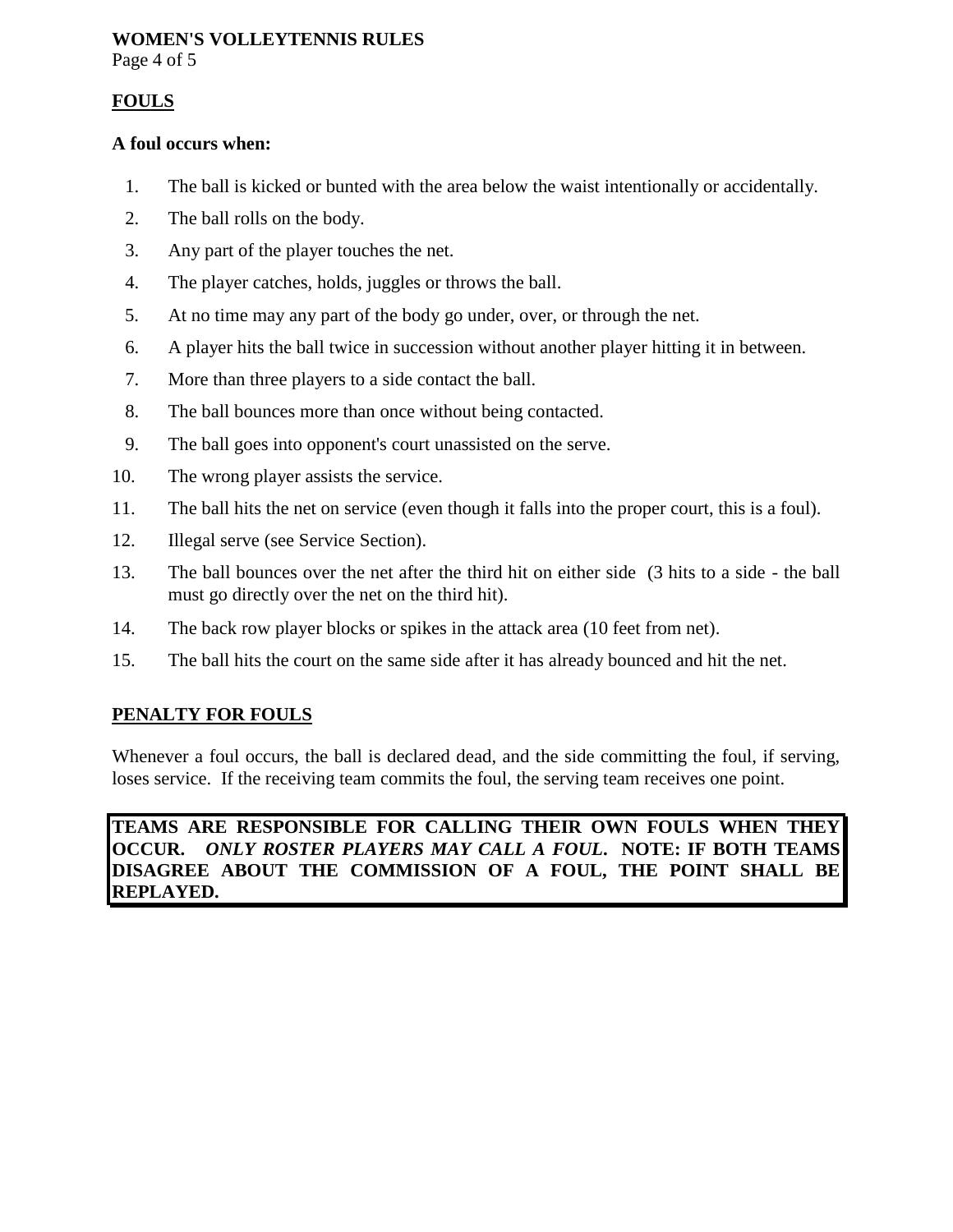## FOULS

**A foul occurs when:**

1. The ball is kicked or bunted with the area below the waist intentionally or accidentally.
2. The ball rolls on the body.
3. Any part of the player touches the net.
4. The player catches, holds, juggles or throws the ball.
5. At no time may any part of the body go under, over, or through the net.
6. A player hits the ball twice in succession without another player hitting it in between.
7. More than three players to a side contact the ball.
8. The ball bounces more than once without being contacted.
9. The ball goes into opponent's court unassisted on the serve.
10. The wrong player assists the service.
11. The ball hits the net on service (even though it falls into the proper court, this is a foul).
12. Illegal serve (see Service Section).
13. The ball bounces over the net after the third hit on either side (3 hits to a side - the ball must go directly over the net on the third hit).
14. The back row player blocks or spikes in the attack area (10 feet from net).
15. The ball hits the court on the same side after it has already bounced and hit the net.

## PENALTY FOR FOULS

Whenever a foul occurs, the ball is declared dead, and the side committing the foul, if serving, loses service. If the receiving team commits the foul, the serving team receives one point.

**TEAMS ARE RESPONSIBLE FOR CALLING THEIR OWN FOULS WHEN THEY OCCUR. *ONLY ROSTER PLAYERS MAY CALL A FOUL*. NOTE: IF BOTH TEAMS DISAGREE ABOUT THE COMMISSION OF A FOUL, THE POINT SHALL BE REPLAYED.**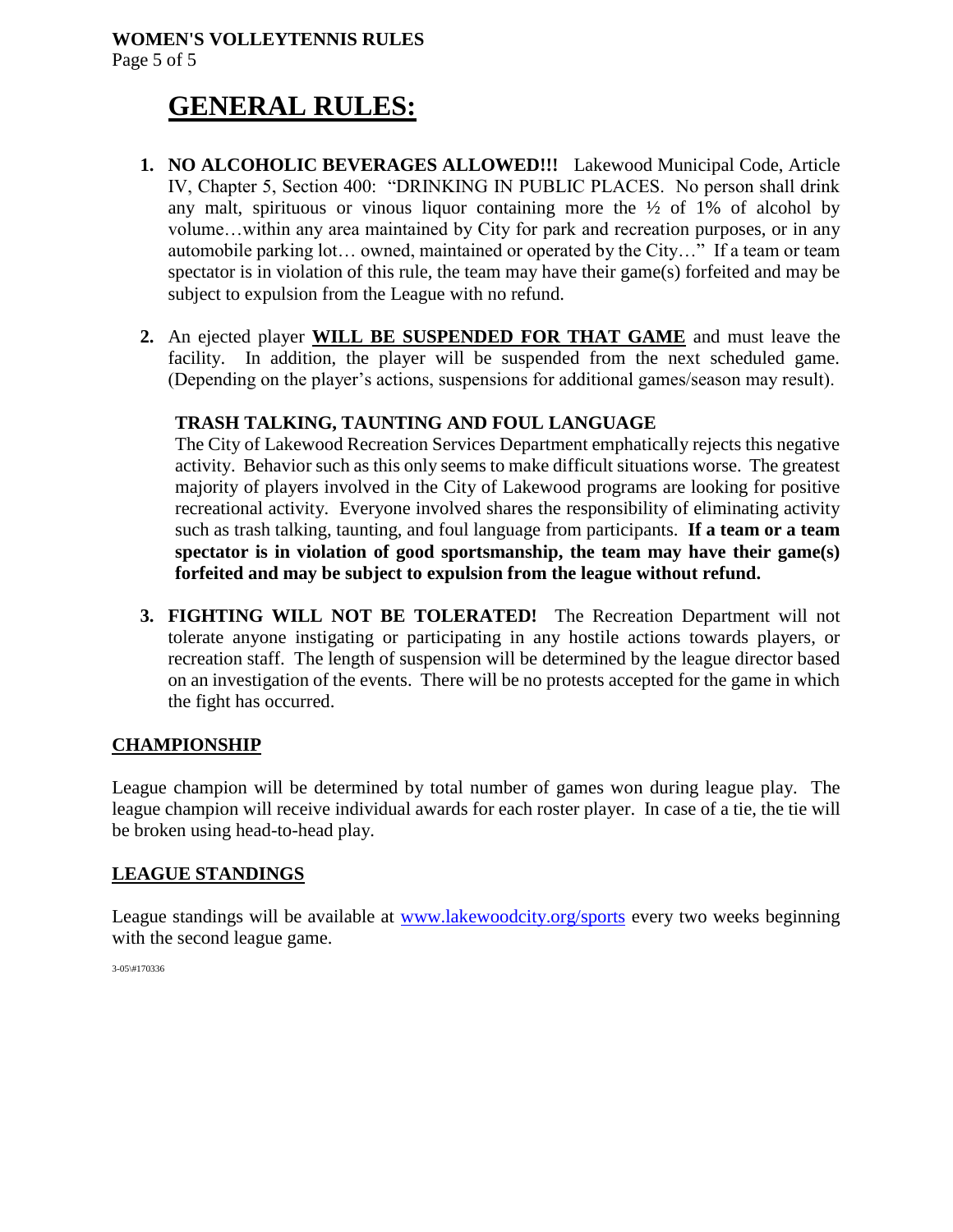# GENERAL RULES:

1. **NO ALCOHOLIC BEVERAGES ALLOWED!!!** Lakewood Municipal Code, Article IV, Chapter 5, Section 400: "DRINKING IN PUBLIC PLACES. No person shall drink any malt, spirituous or vinous liquor containing more the ½ of 1% of alcohol by volume…within any area maintained by City for park and recreation purposes, or in any automobile parking lot… owned, maintained or operated by the City…" If a team or team spectator is in violation of this rule, the team may have their game(s) forfeited and may be subject to expulsion from the League with no refund.

2. An ejected player **WILL BE SUSPENDED FOR THAT GAME** and must leave the facility. In addition, the player will be suspended from the next scheduled game. (Depending on the player's actions, suspensions for additional games/season may result).

   **TRASH TALKING, TAUNTING AND FOUL LANGUAGE**

   The City of Lakewood Recreation Services Department emphatically rejects this negative activity. Behavior such as this only seems to make difficult situations worse. The greatest majority of players involved in the City of Lakewood programs are looking for positive recreational activity. Everyone involved shares the responsibility of eliminating activity such as trash talking, taunting, and foul language from participants. **If a team or a team spectator is in violation of good sportsmanship, the team may have their game(s) forfeited and may be subject to expulsion from the league without refund.**

3. **FIGHTING WILL NOT BE TOLERATED!** The Recreation Department will not tolerate anyone instigating or participating in any hostile actions towards players, or recreation staff. The length of suspension will be determined by the league director based on an investigation of the events. There will be no protests accepted for the game in which the fight has occurred.

## CHAMPIONSHIP

League champion will be determined by total number of games won during league play. The league champion will receive individual awards for each roster player. In case of a tie, the tie will be broken using head-to-head play.

## LEAGUE STANDINGS

League standings will be available at www.lakewoodcity.org/sports every two weeks beginning with the second league game.

3-05\#170336